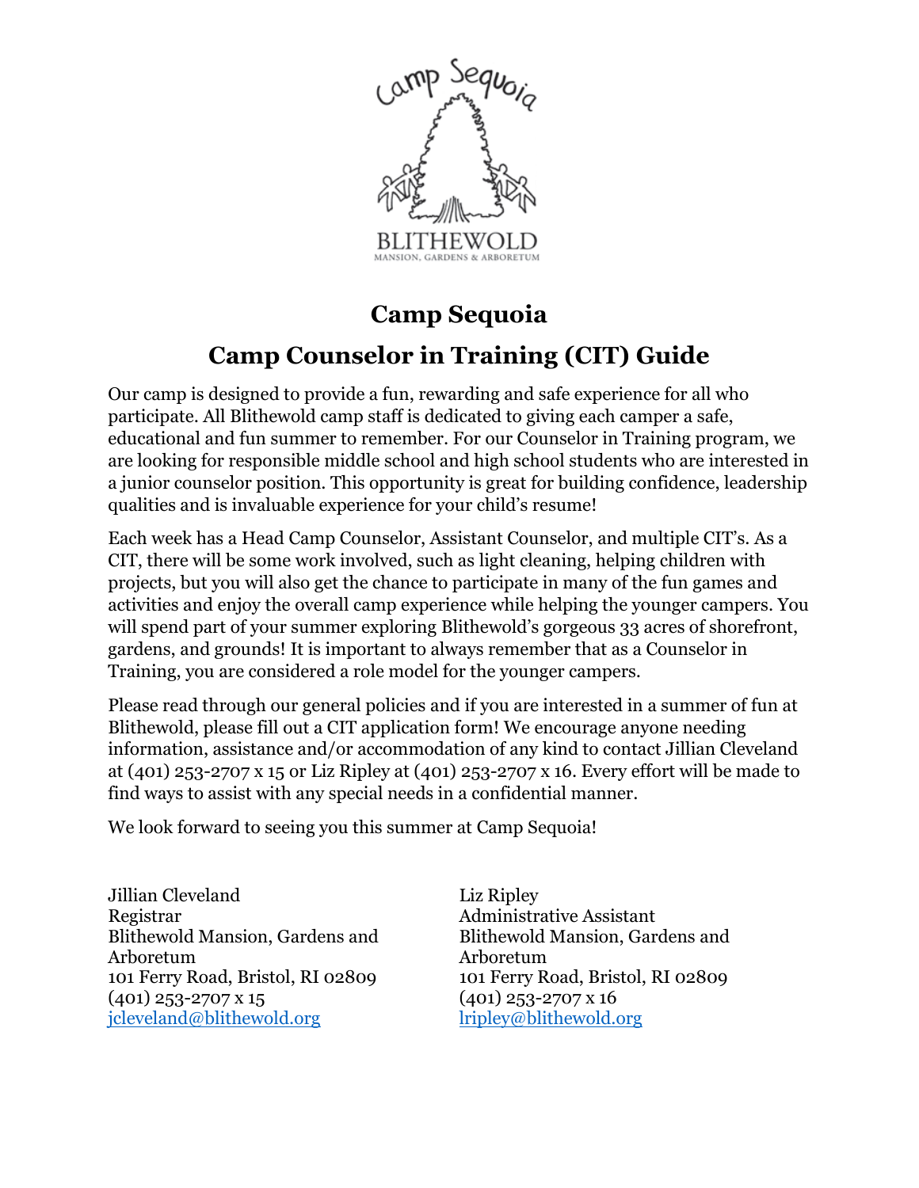# Camp Sequoia

## Camp Counselor in Training (CIT) Guide

Our camp is designed to provide a fun, rewarding and safe experience for all who participate. All Blithewold camp staff is dedicated to giving each camper a safe, educational and fun summer to remember. For our Counselor in Training program, we are looking for responsible middle school and high school students who are interested in a junior counselor position. This opportunity is great for building confidence, leadership qualities and is invaluable experience for your child's resume!

Each week has a Head Camp Counselor, Assistant Counselor, and multiple CIT's. As a CIT, there will be some work involved, such as light cleaning, helping children with projects, but you will also get the chance to participate in many of the fun games and activities and enjoy the overall camp experience while helping the younger campers. You will spend part of your summer exploring Blithewold's gorgeous 33 acres of shorefront, gardens, and grounds! It is important to always remember that as a Counselor in Training, you are considered a role model for the younger campers.

Please read through our general policies and if you are interested in a summer of fun at Blithewold, please fill out a CIT application form! We encourage anyone needing information, assistance and/or accommodation of any kind to contact Jillian Cleveland at (401) 253-2707 x 15 or Liz Ripley at (401) 253-2707 x 16. Every effort will be made to find ways to assist with any special needs in a confidential manner.

We look forward to seeing you this summer at Camp Sequoia!

Jillian Cleveland
Registrar
Blithewold Mansion, Gardens and Arboretum
101 Ferry Road, Bristol, RI 02809
(401) 253-2707 x 15
jcleveland@blithewold.org

Liz Ripley
Administrative Assistant
Blithewold Mansion, Gardens and Arboretum
101 Ferry Road, Bristol, RI 02809
(401) 253-2707 x 16
lripley@blithewold.org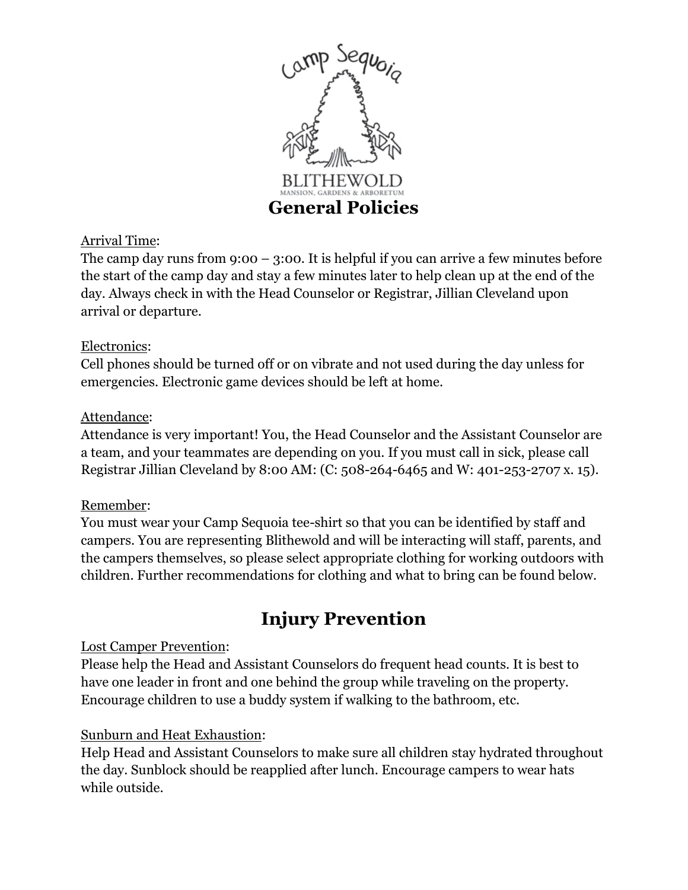# General Policies

Arrival Time:
The camp day runs from 9:00 – 3:00. It is helpful if you can arrive a few minutes before the start of the camp day and stay a few minutes later to help clean up at the end of the day. Always check in with the Head Counselor or Registrar, Jillian Cleveland upon arrival or departure.

Electronics:
Cell phones should be turned off or on vibrate and not used during the day unless for emergencies. Electronic game devices should be left at home.

Attendance:
Attendance is very important! You, the Head Counselor and the Assistant Counselor are a team, and your teammates are depending on you. If you must call in sick, please call Registrar Jillian Cleveland by 8:00 AM: (C: 508-264-6465 and W: 401-253-2707 x. 15).

Remember:
You must wear your Camp Sequoia tee-shirt so that you can be identified by staff and campers. You are representing Blithewold and will be interacting will staff, parents, and the campers themselves, so please select appropriate clothing for working outdoors with children. Further recommendations for clothing and what to bring can be found below.

# Injury Prevention

Lost Camper Prevention:
Please help the Head and Assistant Counselors do frequent head counts. It is best to have one leader in front and one behind the group while traveling on the property. Encourage children to use a buddy system if walking to the bathroom, etc.

Sunburn and Heat Exhaustion:
Help Head and Assistant Counselors to make sure all children stay hydrated throughout the day. Sunblock should be reapplied after lunch. Encourage campers to wear hats while outside.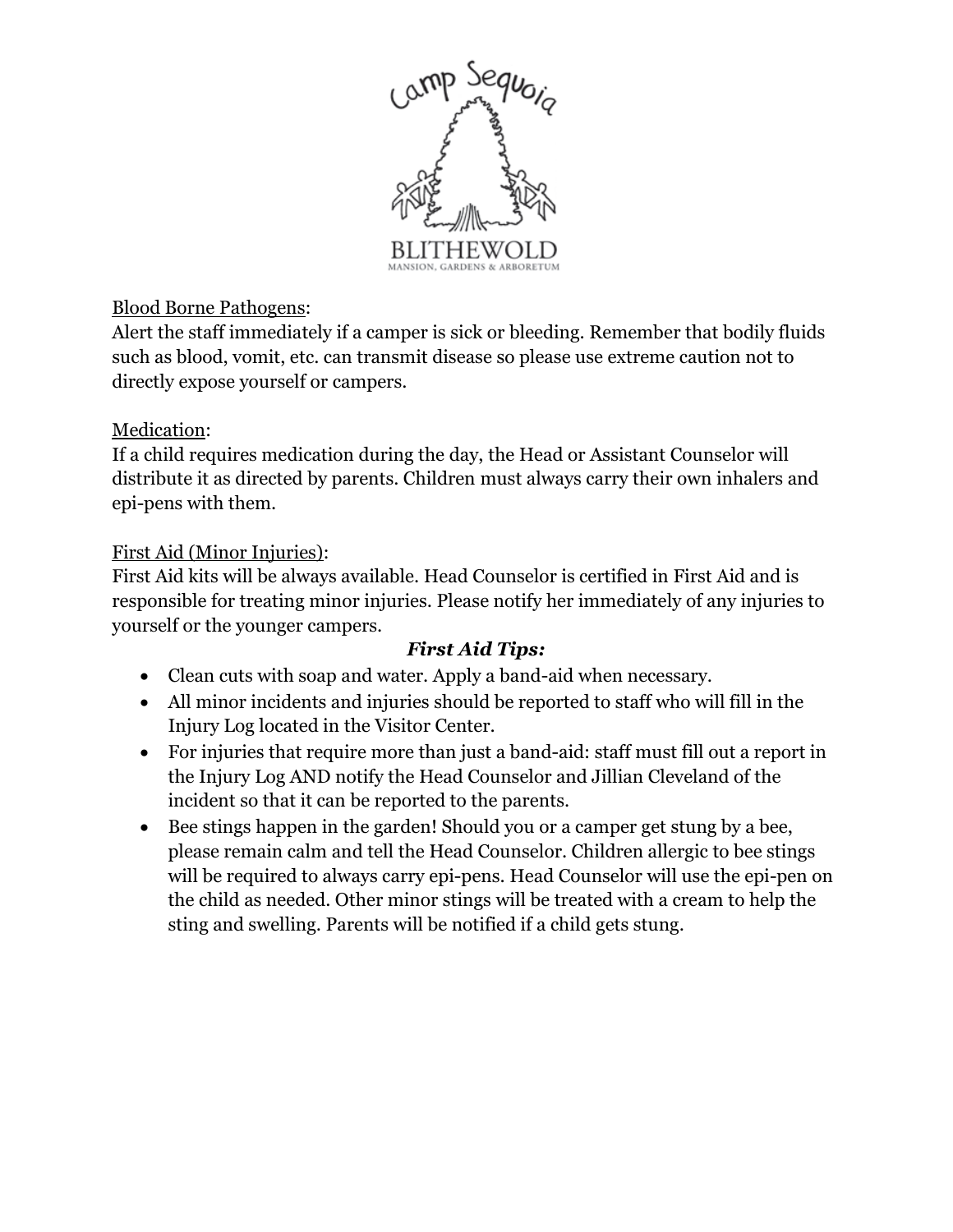Blood Borne Pathogens:

Alert the staff immediately if a camper is sick or bleeding. Remember that bodily fluids such as blood, vomit, etc. can transmit disease so please use extreme caution not to directly expose yourself or campers.

Medication:

If a child requires medication during the day, the Head or Assistant Counselor will distribute it as directed by parents. Children must always carry their own inhalers and epi-pens with them.

First Aid (Minor Injuries):

First Aid kits will be always available. Head Counselor is certified in First Aid and is responsible for treating minor injuries. Please notify her immediately of any injuries to yourself or the younger campers.

***First Aid Tips:***

- Clean cuts with soap and water. Apply a band-aid when necessary.
- All minor incidents and injuries should be reported to staff who will fill in the Injury Log located in the Visitor Center.
- For injuries that require more than just a band-aid: staff must fill out a report in the Injury Log AND notify the Head Counselor and Jillian Cleveland of the incident so that it can be reported to the parents.
- Bee stings happen in the garden! Should you or a camper get stung by a bee, please remain calm and tell the Head Counselor. Children allergic to bee stings will be required to always carry epi-pens. Head Counselor will use the epi-pen on the child as needed. Other minor stings will be treated with a cream to help the sting and swelling. Parents will be notified if a child gets stung.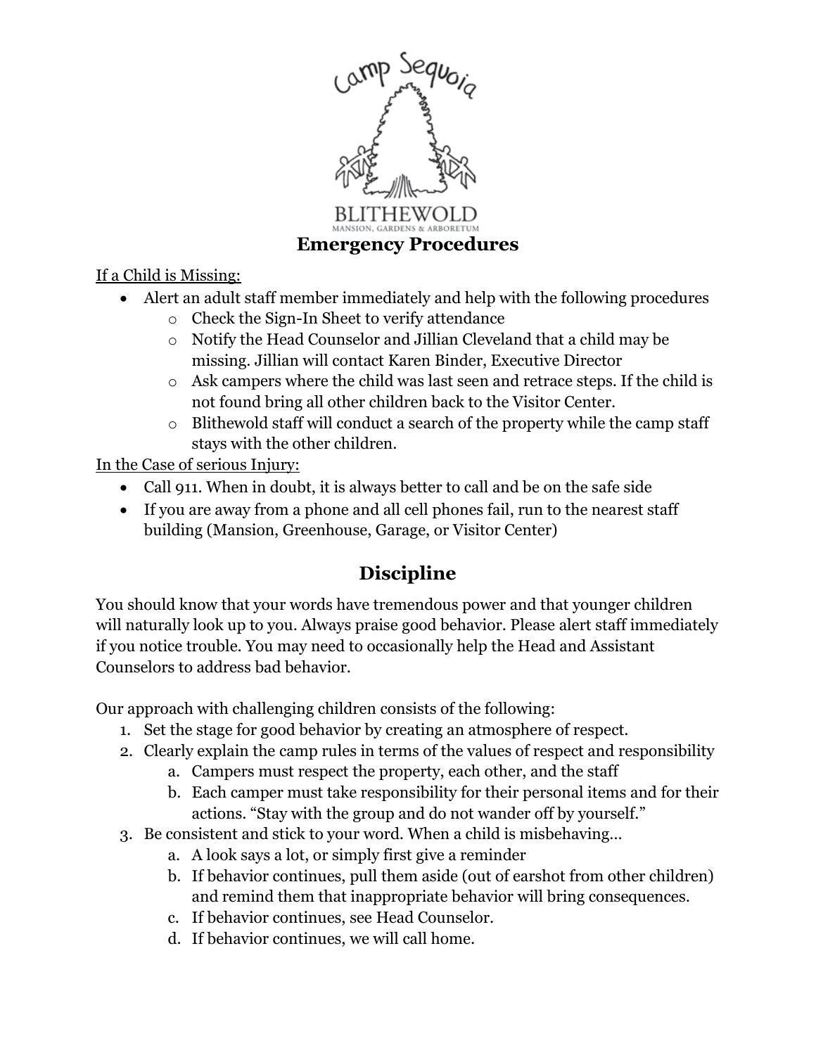# Emergency Procedures

<u>If a Child is Missing:</u>

- Alert an adult staff member immediately and help with the following procedures
  - Check the Sign-In Sheet to verify attendance
  - Notify the Head Counselor and Jillian Cleveland that a child may be missing. Jillian will contact Karen Binder, Executive Director
  - Ask campers where the child was last seen and retrace steps. If the child is not found bring all other children back to the Visitor Center.
  - Blithewold staff will conduct a search of the property while the camp staff stays with the other children.

<u>In the Case of serious Injury:</u>

- Call 911. When in doubt, it is always better to call and be on the safe side
- If you are away from a phone and all cell phones fail, run to the nearest staff building (Mansion, Greenhouse, Garage, or Visitor Center)

## Discipline

You should know that your words have tremendous power and that younger children will naturally look up to you. Always praise good behavior. Please alert staff immediately if you notice trouble. You may need to occasionally help the Head and Assistant Counselors to address bad behavior.

Our approach with challenging children consists of the following:

1. Set the stage for good behavior by creating an atmosphere of respect.
2. Clearly explain the camp rules in terms of the values of respect and responsibility
   a. Campers must respect the property, each other, and the staff
   b. Each camper must take responsibility for their personal items and for their actions. "Stay with the group and do not wander off by yourself."
3. Be consistent and stick to your word. When a child is misbehaving…
   a. A look says a lot, or simply first give a reminder
   b. If behavior continues, pull them aside (out of earshot from other children) and remind them that inappropriate behavior will bring consequences.
   c. If behavior continues, see Head Counselor.
   d. If behavior continues, we will call home.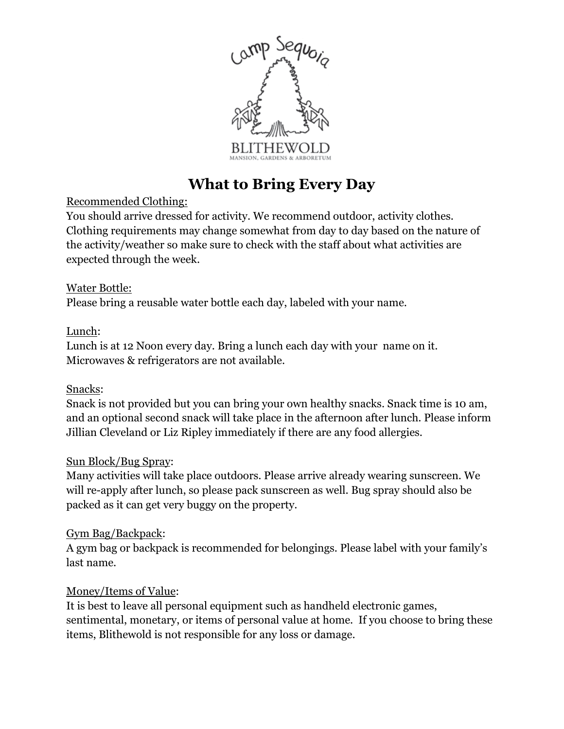Camp Sequoia

BLITHEWOLD

MANSION, GARDENS & ARBORETUM

# What to Bring Every Day

Recommended Clothing:
You should arrive dressed for activity. We recommend outdoor, activity clothes. Clothing requirements may change somewhat from day to day based on the nature of the activity/weather so make sure to check with the staff about what activities are expected through the week.

Water Bottle:
Please bring a reusable water bottle each day, labeled with your name.

Lunch:
Lunch is at 12 Noon every day. Bring a lunch each day with your name on it. Microwaves & refrigerators are not available.

Snacks:
Snack is not provided but you can bring your own healthy snacks. Snack time is 10 am, and an optional second snack will take place in the afternoon after lunch. Please inform Jillian Cleveland or Liz Ripley immediately if there are any food allergies.

Sun Block/Bug Spray:
Many activities will take place outdoors. Please arrive already wearing sunscreen. We will re-apply after lunch, so please pack sunscreen as well. Bug spray should also be packed as it can get very buggy on the property.

Gym Bag/Backpack:
A gym bag or backpack is recommended for belongings. Please label with your family's last name.

Money/Items of Value:
It is best to leave all personal equipment such as handheld electronic games, sentimental, monetary, or items of personal value at home. If you choose to bring these items, Blithewold is not responsible for any loss or damage.